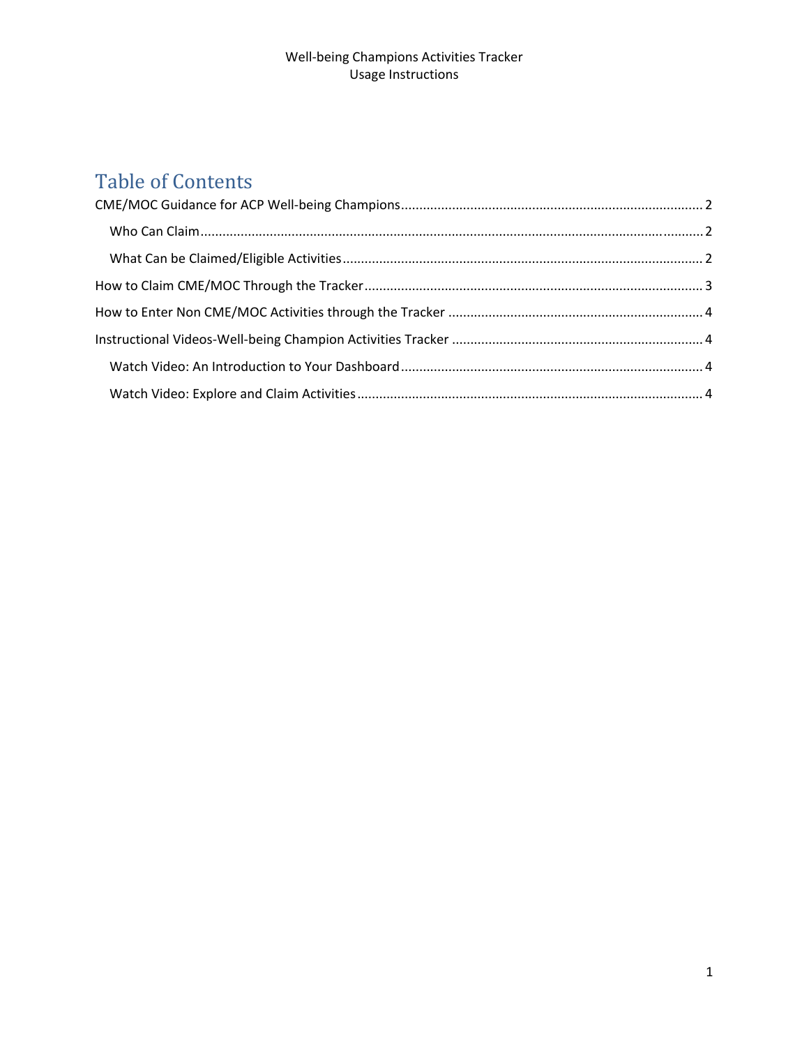Well-being Champions Activities Tracker
Usage Instructions

# Table of Contents

CME/MOC Guidance for ACP Well-being Champions ... 2

- Who Can Claim ... 2
- What Can be Claimed/Eligible Activities ... 2

How to Claim CME/MOC Through the Tracker ... 3

How to Enter Non CME/MOC Activities through the Tracker ... 4

Instructional Videos-Well-being Champion Activities Tracker ... 4

- Watch Video: An Introduction to Your Dashboard ... 4
- Watch Video: Explore and Claim Activities ... 4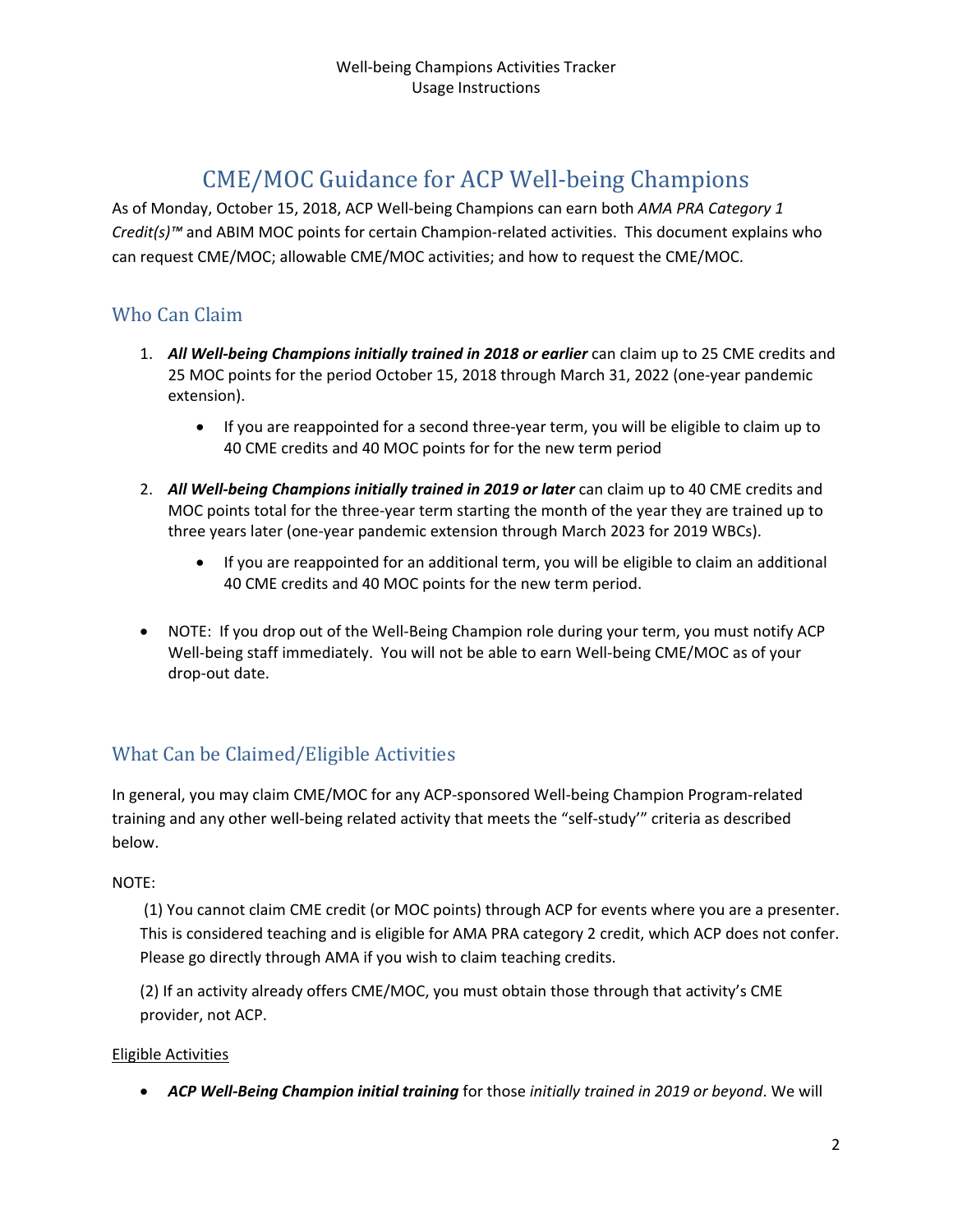# CME/MOC Guidance for ACP Well-being Champions

As of Monday, October 15, 2018, ACP Well-being Champions can earn both *AMA PRA Category 1 Credit(s)™* and ABIM MOC points for certain Champion-related activities. This document explains who can request CME/MOC; allowable CME/MOC activities; and how to request the CME/MOC.

## Who Can Claim

1. ***All Well-being Champions initially trained in 2018 or earlier*** can claim up to 25 CME credits and 25 MOC points for the period October 15, 2018 through March 31, 2022 (one-year pandemic extension).
   - If you are reappointed for a second three-year term, you will be eligible to claim up to 40 CME credits and 40 MOC points for for the new term period
2. ***All Well-being Champions initially trained in 2019 or later*** can claim up to 40 CME credits and MOC points total for the three-year term starting the month of the year they are trained up to three years later (one-year pandemic extension through March 2023 for 2019 WBCs).
   - If you are reappointed for an additional term, you will be eligible to claim an additional 40 CME credits and 40 MOC points for the new term period.

- NOTE: If you drop out of the Well-Being Champion role during your term, you must notify ACP Well-being staff immediately. You will not be able to earn Well-being CME/MOC as of your drop-out date.

## What Can be Claimed/Eligible Activities

In general, you may claim CME/MOC for any ACP-sponsored Well-being Champion Program-related training and any other well-being related activity that meets the "self-study'" criteria as described below.

NOTE:

(1) You cannot claim CME credit (or MOC points) through ACP for events where you are a presenter. This is considered teaching and is eligible for AMA PRA category 2 credit, which ACP does not confer. Please go directly through AMA if you wish to claim teaching credits.

(2) If an activity already offers CME/MOC, you must obtain those through that activity's CME provider, not ACP.

<u>Eligible Activities</u>

- ***ACP Well-Being Champion initial training*** for those *initially trained in 2019 or beyond*. We will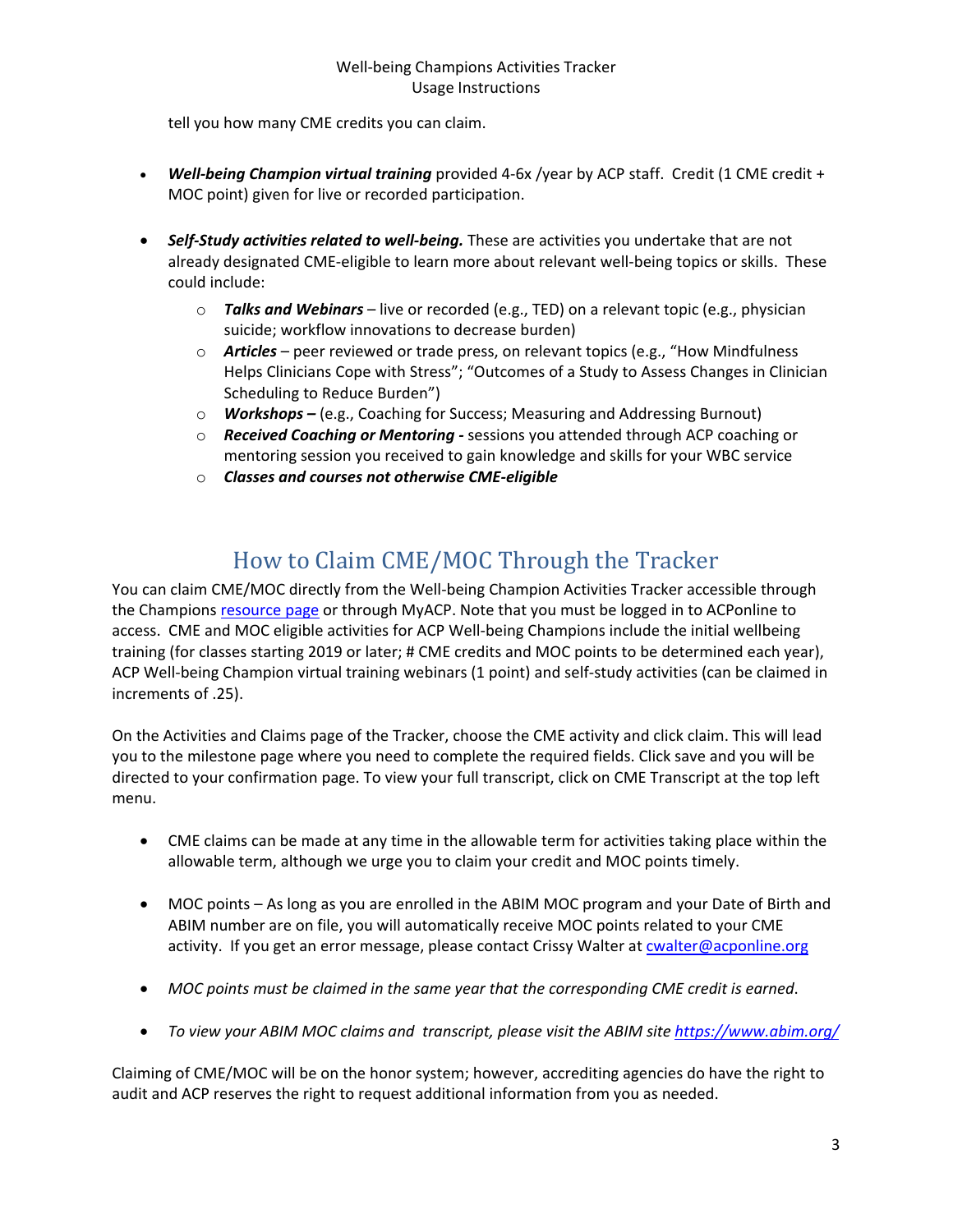tell you how many CME credits you can claim.

- ***Well-being Champion virtual training*** provided 4-6x /year by ACP staff. Credit (1 CME credit + MOC point) given for live or recorded participation.

- ***Self-Study activities related to well-being.*** These are activities you undertake that are not already designated CME-eligible to learn more about relevant well-being topics or skills. These could include:
  - ***Talks and Webinars*** – live or recorded (e.g., TED) on a relevant topic (e.g., physician suicide; workflow innovations to decrease burden)
  - ***Articles*** – peer reviewed or trade press, on relevant topics (e.g., "How Mindfulness Helps Clinicians Cope with Stress"; "Outcomes of a Study to Assess Changes in Clinician Scheduling to Reduce Burden")
  - ***Workshops –*** (e.g., Coaching for Success; Measuring and Addressing Burnout)
  - ***Received Coaching or Mentoring -*** sessions you attended through ACP coaching or mentoring session you received to gain knowledge and skills for your WBC service
  - ***Classes and courses not otherwise CME-eligible***

## How to Claim CME/MOC Through the Tracker

You can claim CME/MOC directly from the Well-being Champion Activities Tracker accessible through the Champions resource page or through MyACP. Note that you must be logged in to ACPonline to access. CME and MOC eligible activities for ACP Well-being Champions include the initial wellbeing training (for classes starting 2019 or later; # CME credits and MOC points to be determined each year), ACP Well-being Champion virtual training webinars (1 point) and self-study activities (can be claimed in increments of .25).

On the Activities and Claims page of the Tracker, choose the CME activity and click claim. This will lead you to the milestone page where you need to complete the required fields. Click save and you will be directed to your confirmation page. To view your full transcript, click on CME Transcript at the top left menu.

- CME claims can be made at any time in the allowable term for activities taking place within the allowable term, although we urge you to claim your credit and MOC points timely.

- MOC points – As long as you are enrolled in the ABIM MOC program and your Date of Birth and ABIM number are on file, you will automatically receive MOC points related to your CME activity. If you get an error message, please contact Crissy Walter at cwalter@acponline.org

- *MOC points must be claimed in the same year that the corresponding CME credit is earned*.

- *To view your ABIM MOC claims and transcript, please visit the ABIM site https://www.abim.org/*

Claiming of CME/MOC will be on the honor system; however, accrediting agencies do have the right to audit and ACP reserves the right to request additional information from you as needed.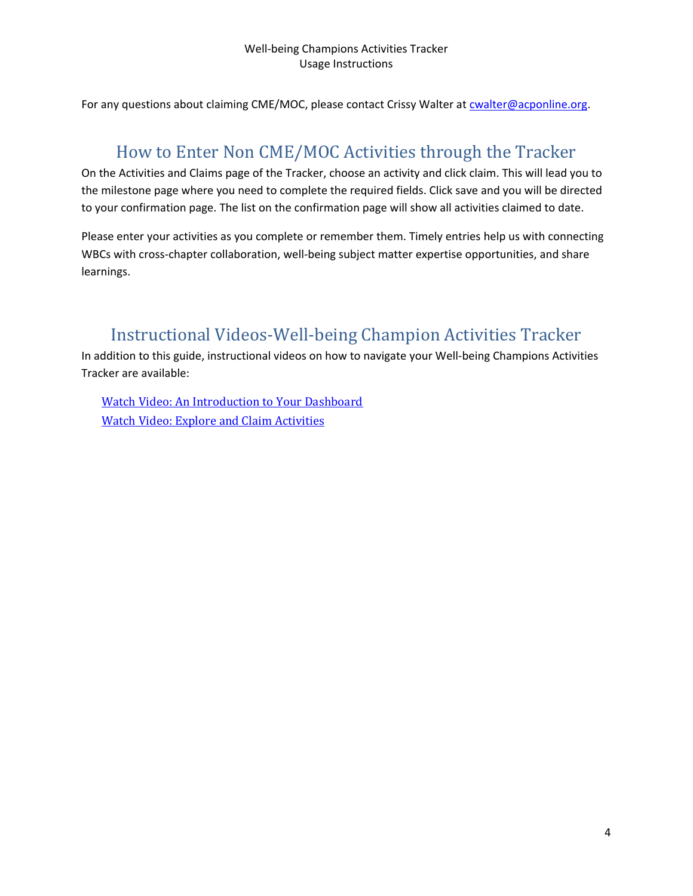For any questions about claiming CME/MOC, please contact Crissy Walter at [cwalter@acponline.org](mailto:cwalter@acponline.org).

## How to Enter Non CME/MOC Activities through the Tracker

On the Activities and Claims page of the Tracker, choose an activity and click claim. This will lead you to the milestone page where you need to complete the required fields. Click save and you will be directed to your confirmation page. The list on the confirmation page will show all activities claimed to date.

Please enter your activities as you complete or remember them. Timely entries help us with connecting WBCs with cross-chapter collaboration, well-being subject matter expertise opportunities, and share learnings.

## Instructional Videos-Well-being Champion Activities Tracker

In addition to this guide, instructional videos on how to navigate your Well-being Champions Activities Tracker are available:

Watch Video: An Introduction to Your Dashboard
Watch Video: Explore and Claim Activities